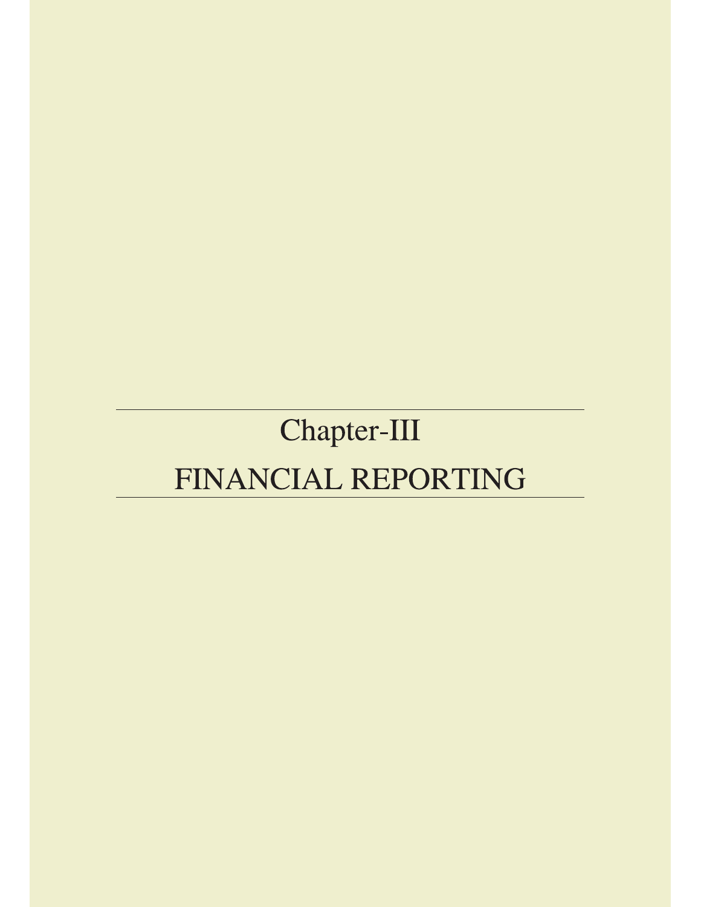# Chapter-III

# FINANCIAL REPORTING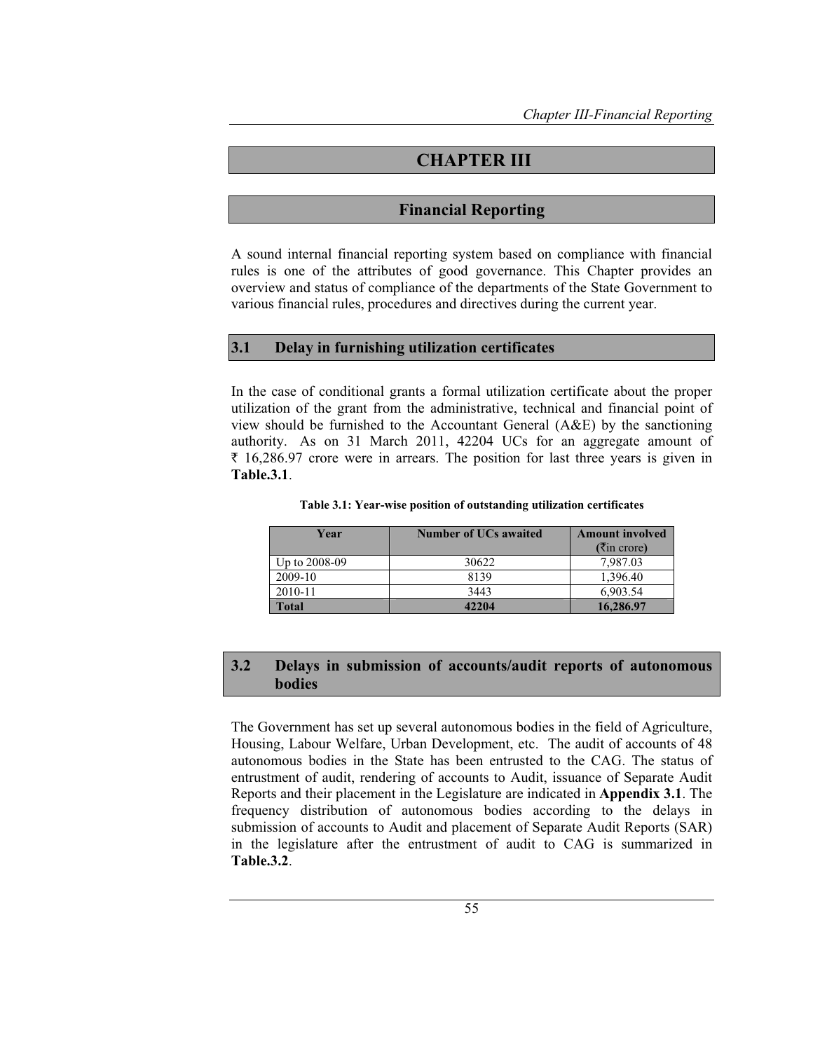# CHAPTER III

## Financial Reporting

A sound internal financial reporting system based on compliance with financial rules is one of the attributes of good governance. This Chapter provides an overview and status of compliance of the departments of the State Government to various financial rules, procedures and directives during the current year.

### 3.1 Delay in furnishing utilization certificates

In the case of conditional grants a formal utilization certificate about the proper utilization of the grant from the administrative, technical and financial point of view should be furnished to the Accountant General (A&E) by the sanctioning authority. As on 31 March 2011, 42204 UCs for an aggregate amount of ₹ 16,286.97 crore were in arrears. The position for last three years is given in **Table.3.1**.

**Table 3.1: Year-wise position of outstanding utilization certificates**

| Year | Number of UCs awaited | Amount involved (₹in crore) |
|---|---|---|
| Up to 2008-09 | 30622 | 7,987.03 |
| 2009-10 | 8139 | 1,396.40 |
| 2010-11 | 3443 | 6,903.54 |
| **Total** | **42204** | **16,286.97** |

### 3.2 Delays in submission of accounts/audit reports of autonomous bodies

The Government has set up several autonomous bodies in the field of Agriculture, Housing, Labour Welfare, Urban Development, etc. The audit of accounts of 48 autonomous bodies in the State has been entrusted to the CAG. The status of entrustment of audit, rendering of accounts to Audit, issuance of Separate Audit Reports and their placement in the Legislature are indicated in **Appendix 3.1**. The frequency distribution of autonomous bodies according to the delays in submission of accounts to Audit and placement of Separate Audit Reports (SAR) in the legislature after the entrustment of audit to CAG is summarized in **Table.3.2**.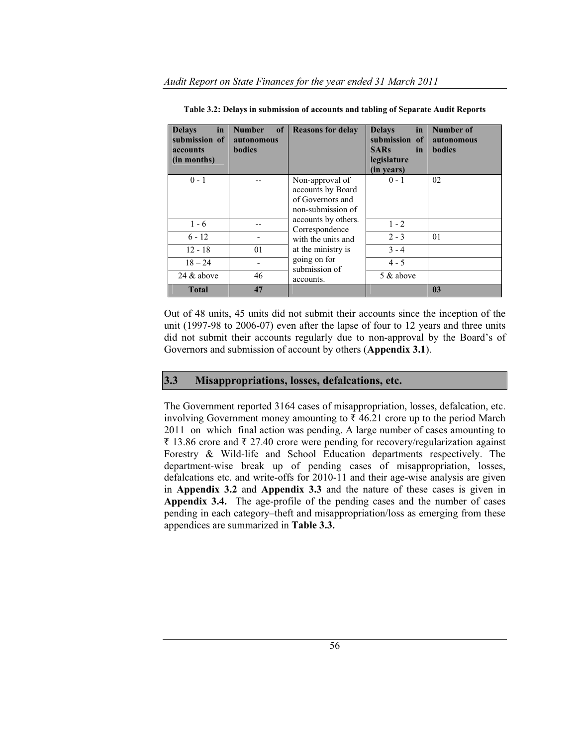**Table 3.2: Delays in submission of accounts and tabling of Separate Audit Reports**

| Delays in submission of accounts (in months) | Number of autonomous bodies | Reasons for delay | Delays in submission of SARs in legislature (in years) | Number of autonomous bodies |
|---|---|---|---|---|
| 0 - 1 | -- | Non-approval of accounts by Board of Governors and non-submission of accounts by others. Correspondence with the units and at the ministry is going on for submission of accounts. | 0 - 1 | 02 |
| 1 - 6 | -- | | 1 - 2 | |
| 6 - 12 | - | | 2 - 3 | 01 |
| 12 - 18 | 01 | | 3 - 4 | |
| 18 – 24 | - | | 4 - 5 | |
| 24 & above | 46 | | 5 & above | |
| **Total** | **47** | | | **03** |

Out of 48 units, 45 units did not submit their accounts since the inception of the unit (1997-98 to 2006-07) even after the lapse of four to 12 years and three units did not submit their accounts regularly due to non-approval by the Board's of Governors and submission of account by others (**Appendix 3.1**).

## 3.3 Misappropriations, losses, defalcations, etc.

The Government reported 3164 cases of misappropriation, losses, defalcation, etc. involving Government money amounting to ₹ 46.21 crore up to the period March 2011 on which final action was pending. A large number of cases amounting to ₹ 13.86 crore and ₹ 27.40 crore were pending for recovery/regularization against Forestry & Wild-life and School Education departments respectively. The department-wise break up of pending cases of misappropriation, losses, defalcations etc. and write-offs for 2010-11 and their age-wise analysis are given in **Appendix 3.2** and **Appendix 3.3** and the nature of these cases is given in **Appendix 3.4.** The age-profile of the pending cases and the number of cases pending in each category–theft and misappropriation/loss as emerging from these appendices are summarized in **Table 3.3.**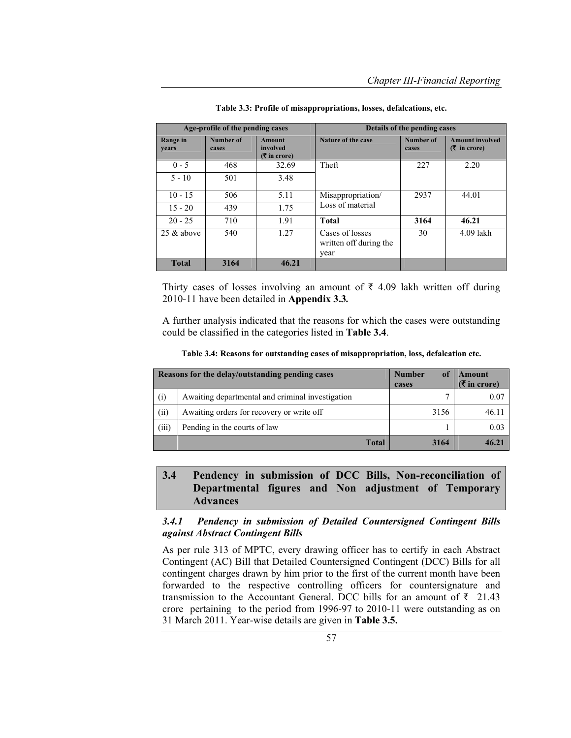**Table 3.3: Profile of misappropriations, losses, defalcations, etc.**

| Age-profile of the pending cases | | | Details of the pending cases | | |
|---|---|---|---|---|---|
| Range in years | Number of cases | Amount involved (₹ in crore) | Nature of the case | Number of cases | Amount involved (₹ in crore) |
| 0 - 5 | 468 | 32.69 | Theft | 227 | 2.20 |
| 5 - 10 | 501 | 3.48 | | | |
| 10 - 15 | 506 | 5.11 | Misappropriation/ Loss of material | 2937 | 44.01 |
| 15 - 20 | 439 | 1.75 | | | |
| 20 - 25 | 710 | 1.91 | **Total** | **3164** | **46.21** |
| 25 & above | 540 | 1.27 | Cases of losses written off during the year | 30 | 4.09 lakh |
| **Total** | **3164** | **46.21** | | | |

Thirty cases of losses involving an amount of ₹ 4.09 lakh written off during 2010-11 have been detailed in **Appendix 3.3.**

A further analysis indicated that the reasons for which the cases were outstanding could be classified in the categories listed in **Table 3.4**.

**Table 3.4: Reasons for outstanding cases of misappropriation, loss, defalcation etc.**

| Reasons for the delay/outstanding pending cases | | Number of cases | Amount (₹ in crore) |
|---|---|---|---|
| (i) | Awaiting departmental and criminal investigation | 7 | 0.07 |
| (ii) | Awaiting orders for recovery or write off | 3156 | 46.11 |
| (iii) | Pending in the courts of law | 1 | 0.03 |
| | **Total** | **3164** | **46.21** |

## 3.4 Pendency in submission of DCC Bills, Non-reconciliation of Departmental figures and Non adjustment of Temporary Advances

### *3.4.1 Pendency in submission of Detailed Countersigned Contingent Bills against Abstract Contingent Bills*

As per rule 313 of MPTC, every drawing officer has to certify in each Abstract Contingent (AC) Bill that Detailed Countersigned Contingent (DCC) Bills for all contingent charges drawn by him prior to the first of the current month have been forwarded to the respective controlling officers for countersignature and transmission to the Accountant General. DCC bills for an amount of ₹ 21.43 crore pertaining to the period from 1996-97 to 2010-11 were outstanding as on 31 March 2011. Year-wise details are given in **Table 3.5.**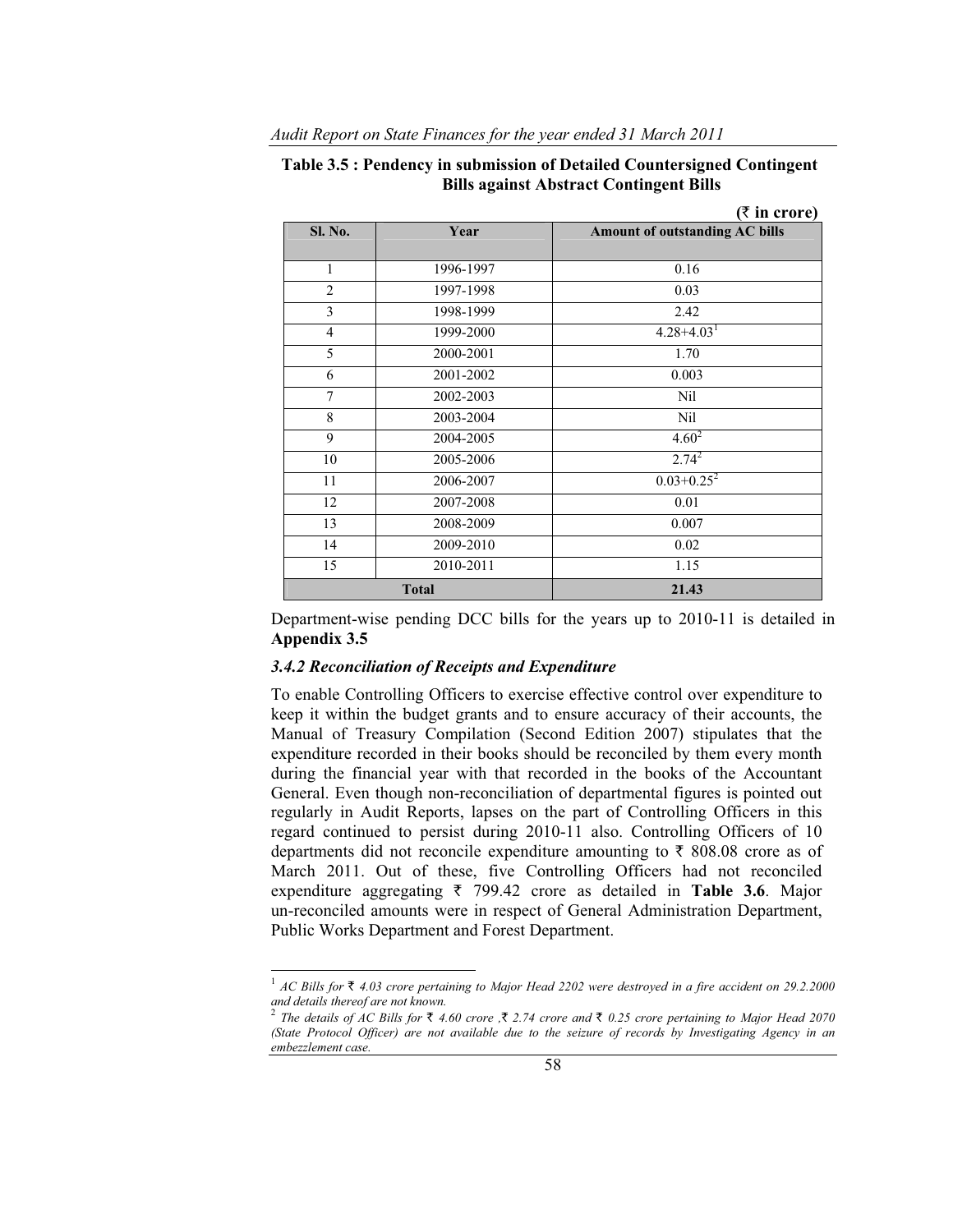**Table 3.5 : Pendency in submission of Detailed Countersigned Contingent Bills against Abstract Contingent Bills**

(₹ in crore)

| Sl. No. | Year | Amount of outstanding AC bills |
|---|---|---|
| 1 | 1996-1997 | 0.16 |
| 2 | 1997-1998 | 0.03 |
| 3 | 1998-1999 | 2.42 |
| 4 | 1999-2000 | 4.28+4.03[1] |
| 5 | 2000-2001 | 1.70 |
| 6 | 2001-2002 | 0.003 |
| 7 | 2002-2003 | Nil |
| 8 | 2003-2004 | Nil |
| 9 | 2004-2005 | 4.60[2] |
| 10 | 2005-2006 | 2.74[2] |
| 11 | 2006-2007 | 0.03+0.25[2] |
| 12 | 2007-2008 | 0.01 |
| 13 | 2008-2009 | 0.007 |
| 14 | 2009-2010 | 0.02 |
| 15 | 2010-2011 | 1.15 |
| **Total** | | **21.43** |

Department-wise pending DCC bills for the years up to 2010-11 is detailed in **Appendix 3.5**

### *3.4.2 Reconciliation of Receipts and Expenditure*

To enable Controlling Officers to exercise effective control over expenditure to keep it within the budget grants and to ensure accuracy of their accounts, the Manual of Treasury Compilation (Second Edition 2007) stipulates that the expenditure recorded in their books should be reconciled by them every month during the financial year with that recorded in the books of the Accountant General. Even though non-reconciliation of departmental figures is pointed out regularly in Audit Reports, lapses on the part of Controlling Officers in this regard continued to persist during 2010-11 also. Controlling Officers of 10 departments did not reconcile expenditure amounting to ₹ 808.08 crore as of March 2011. Out of these, five Controlling Officers had not reconciled expenditure aggregating ₹ 799.42 crore as detailed in **Table 3.6**. Major un-reconciled amounts were in respect of General Administration Department, Public Works Department and Forest Department.

---

[1] *AC Bills for ₹ 4.03 crore pertaining to Major Head 2202 were destroyed in a fire accident on 29.2.2000 and details thereof are not known.*

[2] *The details of AC Bills for ₹ 4.60 crore ,₹ 2.74 crore and ₹ 0.25 crore pertaining to Major Head 2070 (State Protocol Officer) are not available due to the seizure of records by Investigating Agency in an embezzlement case.*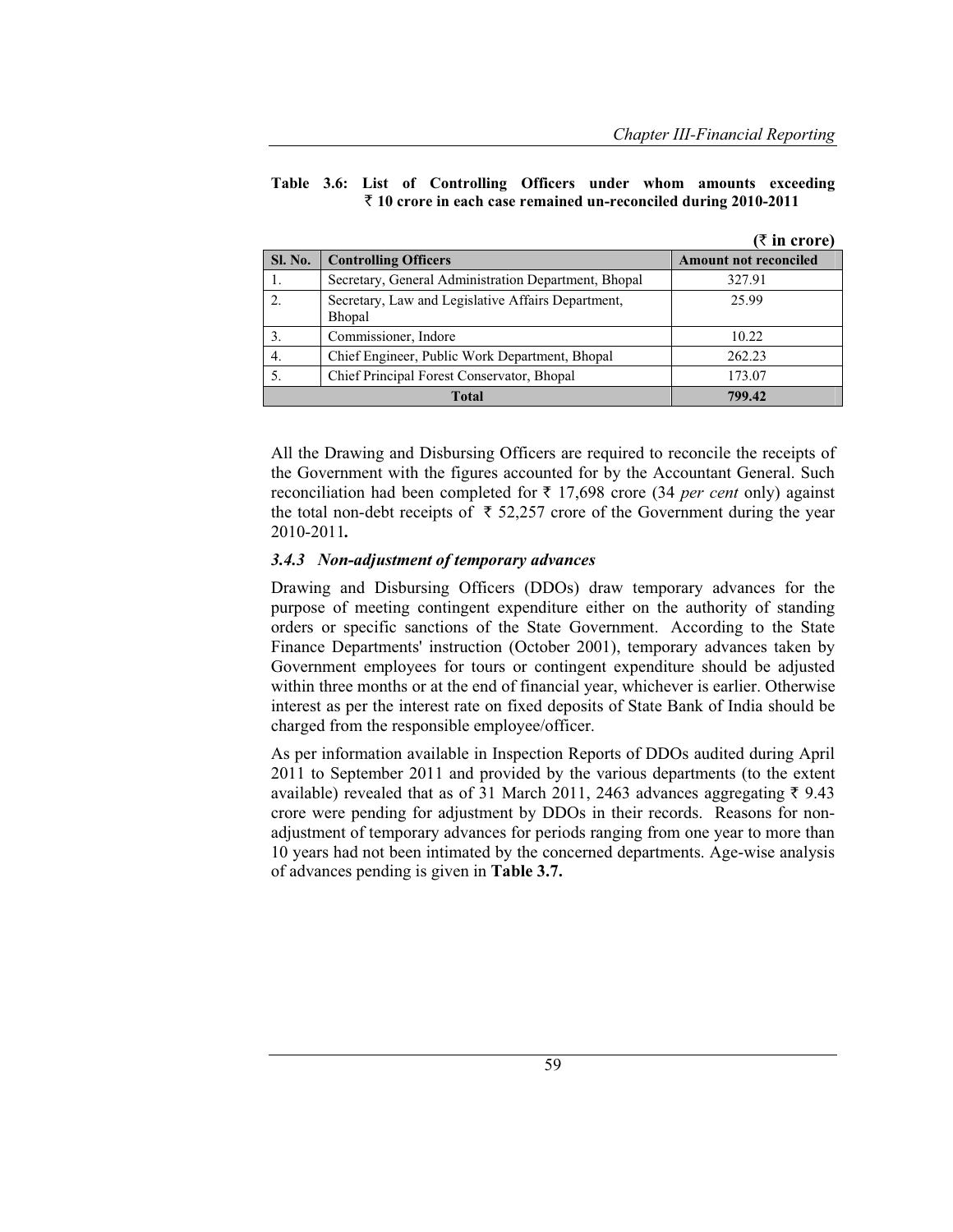**Table 3.6: List of Controlling Officers under whom amounts exceeding ₹ 10 crore in each case remained un-reconciled during 2010-2011**

(₹ in crore)

| Sl. No. | Controlling Officers | Amount not reconciled |
|---|---|---|
| 1. | Secretary, General Administration Department, Bhopal | 327.91 |
| 2. | Secretary, Law and Legislative Affairs Department, Bhopal | 25.99 |
| 3. | Commissioner, Indore | 10.22 |
| 4. | Chief Engineer, Public Work Department, Bhopal | 262.23 |
| 5. | Chief Principal Forest Conservator, Bhopal | 173.07 |
| **Total** | | **799.42** |

All the Drawing and Disbursing Officers are required to reconcile the receipts of the Government with the figures accounted for by the Accountant General. Such reconciliation had been completed for ₹ 17,698 crore (34 *per cent* only) against the total non-debt receipts of ₹ 52,257 crore of the Government during the year 2010-2011**.**

### *3.4.3 Non-adjustment of temporary advances*

Drawing and Disbursing Officers (DDOs) draw temporary advances for the purpose of meeting contingent expenditure either on the authority of standing orders or specific sanctions of the State Government. According to the State Finance Departments' instruction (October 2001), temporary advances taken by Government employees for tours or contingent expenditure should be adjusted within three months or at the end of financial year, whichever is earlier. Otherwise interest as per the interest rate on fixed deposits of State Bank of India should be charged from the responsible employee/officer.

As per information available in Inspection Reports of DDOs audited during April 2011 to September 2011 and provided by the various departments (to the extent available) revealed that as of 31 March 2011, 2463 advances aggregating ₹ 9.43 crore were pending for adjustment by DDOs in their records. Reasons for non-adjustment of temporary advances for periods ranging from one year to more than 10 years had not been intimated by the concerned departments. Age-wise analysis of advances pending is given in **Table 3.7.**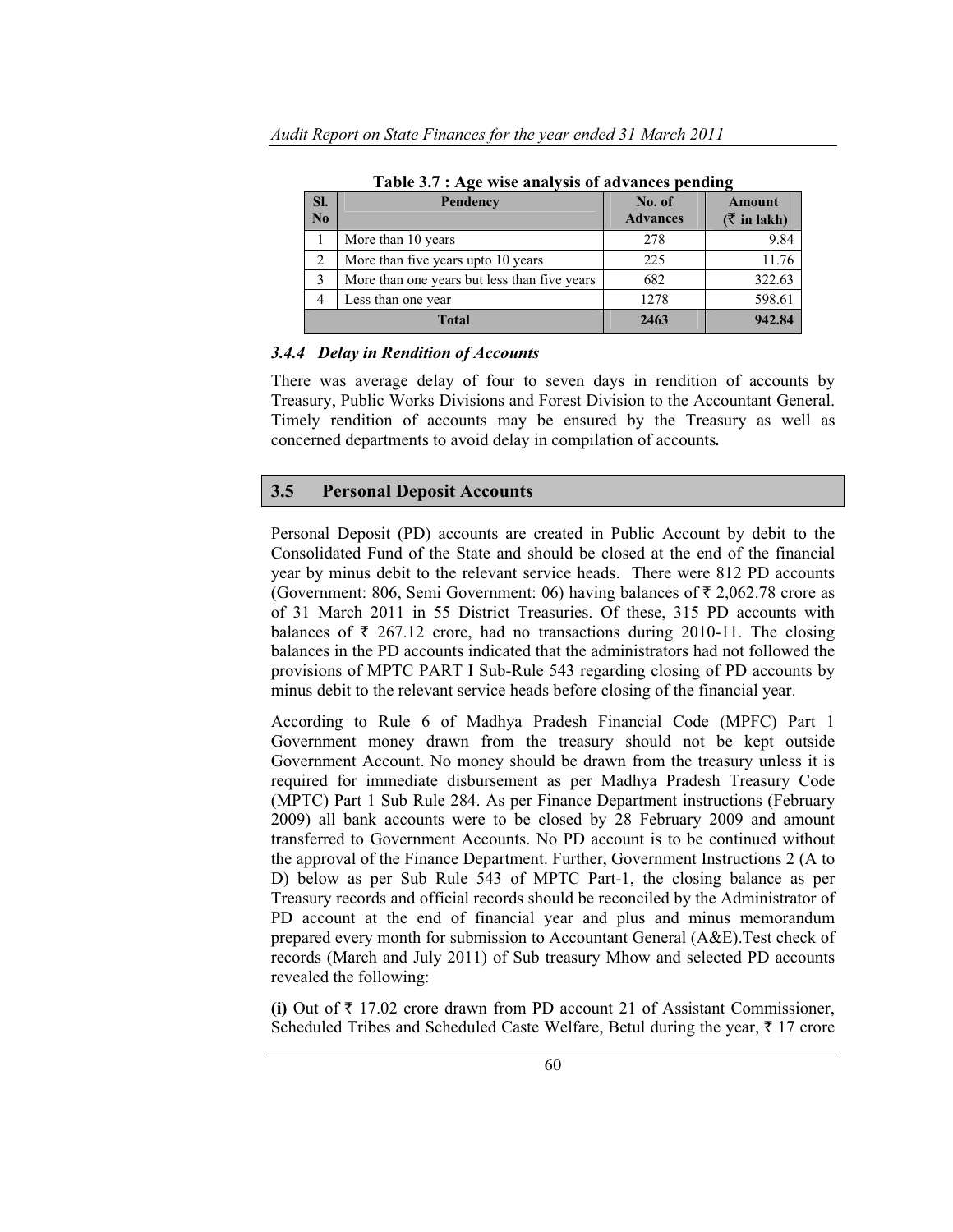**Table 3.7 : Age wise analysis of advances pending**

| Sl. No | Pendency | No. of Advances | Amount (₹ in lakh) |
|---|---|---|---|
| 1 | More than 10 years | 278 | 9.84 |
| 2 | More than five years upto 10 years | 225 | 11.76 |
| 3 | More than one years but less than five years | 682 | 322.63 |
| 4 | Less than one year | 1278 | 598.61 |
| | **Total** | **2463** | **942.84** |

### *3.4.4 Delay in Rendition of Accounts*

There was average delay of four to seven days in rendition of accounts by Treasury, Public Works Divisions and Forest Division to the Accountant General. Timely rendition of accounts may be ensured by the Treasury as well as concerned departments to avoid delay in compilation of accounts**.**

## 3.5 Personal Deposit Accounts

Personal Deposit (PD) accounts are created in Public Account by debit to the Consolidated Fund of the State and should be closed at the end of the financial year by minus debit to the relevant service heads. There were 812 PD accounts (Government: 806, Semi Government: 06) having balances of ₹ 2,062.78 crore as of 31 March 2011 in 55 District Treasuries. Of these, 315 PD accounts with balances of ₹ 267.12 crore, had no transactions during 2010-11. The closing balances in the PD accounts indicated that the administrators had not followed the provisions of MPTC PART I Sub-Rule 543 regarding closing of PD accounts by minus debit to the relevant service heads before closing of the financial year.

According to Rule 6 of Madhya Pradesh Financial Code (MPFC) Part 1 Government money drawn from the treasury should not be kept outside Government Account. No money should be drawn from the treasury unless it is required for immediate disbursement as per Madhya Pradesh Treasury Code (MPTC) Part 1 Sub Rule 284. As per Finance Department instructions (February 2009) all bank accounts were to be closed by 28 February 2009 and amount transferred to Government Accounts. No PD account is to be continued without the approval of the Finance Department. Further, Government Instructions 2 (A to D) below as per Sub Rule 543 of MPTC Part-1, the closing balance as per Treasury records and official records should be reconciled by the Administrator of PD account at the end of financial year and plus and minus memorandum prepared every month for submission to Accountant General (A&E).Test check of records (March and July 2011) of Sub treasury Mhow and selected PD accounts revealed the following:

**(i)** Out of ₹ 17.02 crore drawn from PD account 21 of Assistant Commissioner, Scheduled Tribes and Scheduled Caste Welfare, Betul during the year, ₹ 17 crore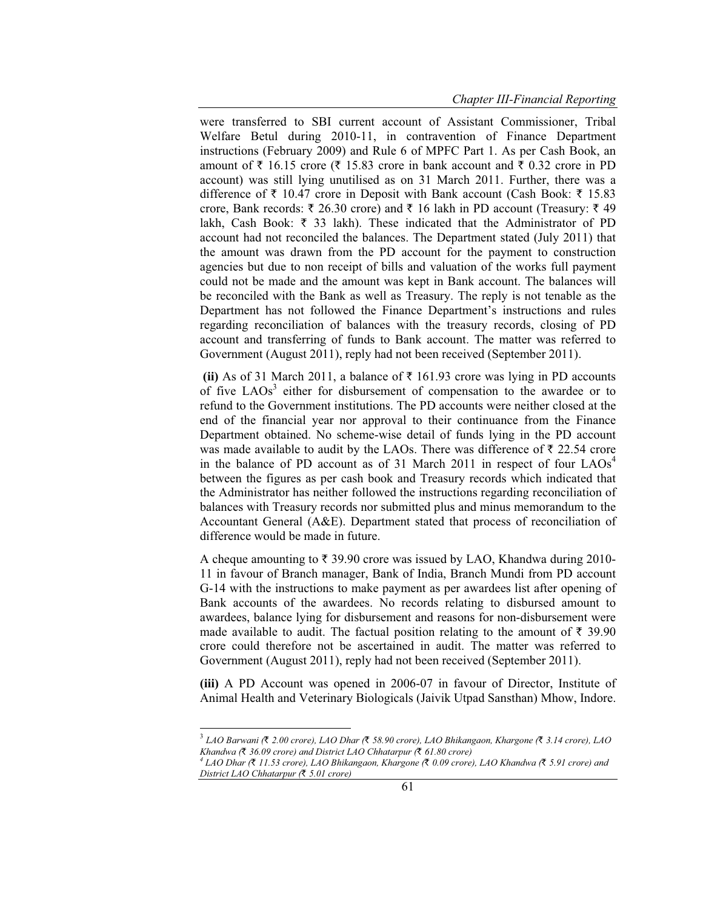were transferred to SBI current account of Assistant Commissioner, Tribal Welfare Betul during 2010-11, in contravention of Finance Department instructions (February 2009) and Rule 6 of MPFC Part 1. As per Cash Book, an amount of ₹ 16.15 crore (₹ 15.83 crore in bank account and ₹ 0.32 crore in PD account) was still lying unutilised as on 31 March 2011. Further, there was a difference of ₹ 10.47 crore in Deposit with Bank account (Cash Book: ₹ 15.83 crore, Bank records: ₹ 26.30 crore) and ₹ 16 lakh in PD account (Treasury: ₹ 49 lakh, Cash Book: ₹ 33 lakh). These indicated that the Administrator of PD account had not reconciled the balances. The Department stated (July 2011) that the amount was drawn from the PD account for the payment to construction agencies but due to non receipt of bills and valuation of the works full payment could not be made and the amount was kept in Bank account. The balances will be reconciled with the Bank as well as Treasury. The reply is not tenable as the Department has not followed the Finance Department's instructions and rules regarding reconciliation of balances with the treasury records, closing of PD account and transferring of funds to Bank account. The matter was referred to Government (August 2011), reply had not been received (September 2011).

**(ii)** As of 31 March 2011, a balance of ₹ 161.93 crore was lying in PD accounts of five LAOs[3] either for disbursement of compensation to the awardee or to refund to the Government institutions. The PD accounts were neither closed at the end of the financial year nor approval to their continuance from the Finance Department obtained. No scheme-wise detail of funds lying in the PD account was made available to audit by the LAOs. There was difference of ₹ 22.54 crore in the balance of PD account as of 31 March 2011 in respect of four LAOs[4] between the figures as per cash book and Treasury records which indicated that the Administrator has neither followed the instructions regarding reconciliation of balances with Treasury records nor submitted plus and minus memorandum to the Accountant General (A&E). Department stated that process of reconciliation of difference would be made in future.

A cheque amounting to ₹ 39.90 crore was issued by LAO, Khandwa during 2010-11 in favour of Branch manager, Bank of India, Branch Mundi from PD account G-14 with the instructions to make payment as per awardees list after opening of Bank accounts of the awardees. No records relating to disbursed amount to awardees, balance lying for disbursement and reasons for non-disbursement were made available to audit. The factual position relating to the amount of ₹ 39.90 crore could therefore not be ascertained in audit. The matter was referred to Government (August 2011), reply had not been received (September 2011).

**(iii)** A PD Account was opened in 2006-07 in favour of Director, Institute of Animal Health and Veterinary Biologicals (Jaivik Utpad Sansthan) Mhow, Indore.

---

[3] *LAO Barwani (₹ 2.00 crore), LAO Dhar (₹ 58.90 crore), LAO Bhikangaon, Khargone (₹ 3.14 crore), LAO Khandwa (₹ 36.09 crore) and District LAO Chhatarpur (₹ 61.80 crore)*

[4] *LAO Dhar (₹ 11.53 crore), LAO Bhikangaon, Khargone (₹ 0.09 crore), LAO Khandwa (₹ 5.91 crore) and District LAO Chhatarpur (₹ 5.01 crore)*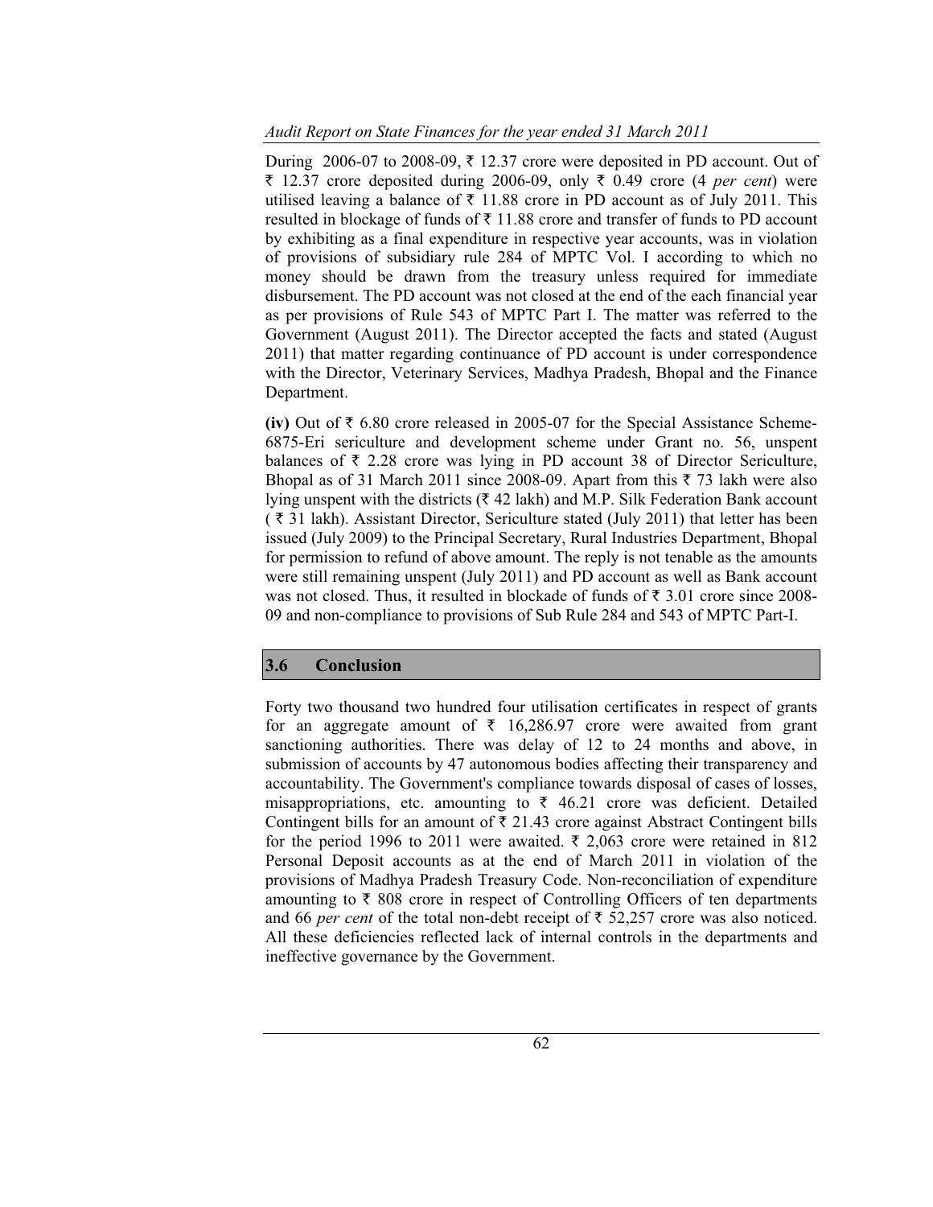During 2006-07 to 2008-09, ₹ 12.37 crore were deposited in PD account. Out of ₹ 12.37 crore deposited during 2006-09, only ₹ 0.49 crore (4 *per cent*) were utilised leaving a balance of ₹ 11.88 crore in PD account as of July 2011. This resulted in blockage of funds of ₹ 11.88 crore and transfer of funds to PD account by exhibiting as a final expenditure in respective year accounts, was in violation of provisions of subsidiary rule 284 of MPTC Vol. I according to which no money should be drawn from the treasury unless required for immediate disbursement. The PD account was not closed at the end of the each financial year as per provisions of Rule 543 of MPTC Part I. The matter was referred to the Government (August 2011). The Director accepted the facts and stated (August 2011) that matter regarding continuance of PD account is under correspondence with the Director, Veterinary Services, Madhya Pradesh, Bhopal and the Finance Department.

**(iv)** Out of ₹ 6.80 crore released in 2005-07 for the Special Assistance Scheme-6875-Eri sericulture and development scheme under Grant no. 56, unspent balances of ₹ 2.28 crore was lying in PD account 38 of Director Sericulture, Bhopal as of 31 March 2011 since 2008-09. Apart from this ₹ 73 lakh were also lying unspent with the districts (₹ 42 lakh) and M.P. Silk Federation Bank account ( ₹ 31 lakh). Assistant Director, Sericulture stated (July 2011) that letter has been issued (July 2009) to the Principal Secretary, Rural Industries Department, Bhopal for permission to refund of above amount. The reply is not tenable as the amounts were still remaining unspent (July 2011) and PD account as well as Bank account was not closed. Thus, it resulted in blockade of funds of ₹ 3.01 crore since 2008-09 and non-compliance to provisions of Sub Rule 284 and 543 of MPTC Part-I.

## 3.6 Conclusion

Forty two thousand two hundred four utilisation certificates in respect of grants for an aggregate amount of ₹ 16,286.97 crore were awaited from grant sanctioning authorities. There was delay of 12 to 24 months and above, in submission of accounts by 47 autonomous bodies affecting their transparency and accountability. The Government's compliance towards disposal of cases of losses, misappropriations, etc. amounting to ₹ 46.21 crore was deficient. Detailed Contingent bills for an amount of ₹ 21.43 crore against Abstract Contingent bills for the period 1996 to 2011 were awaited. ₹ 2,063 crore were retained in 812 Personal Deposit accounts as at the end of March 2011 in violation of the provisions of Madhya Pradesh Treasury Code. Non-reconciliation of expenditure amounting to ₹ 808 crore in respect of Controlling Officers of ten departments and 66 *per cent* of the total non-debt receipt of ₹ 52,257 crore was also noticed. All these deficiencies reflected lack of internal controls in the departments and ineffective governance by the Government.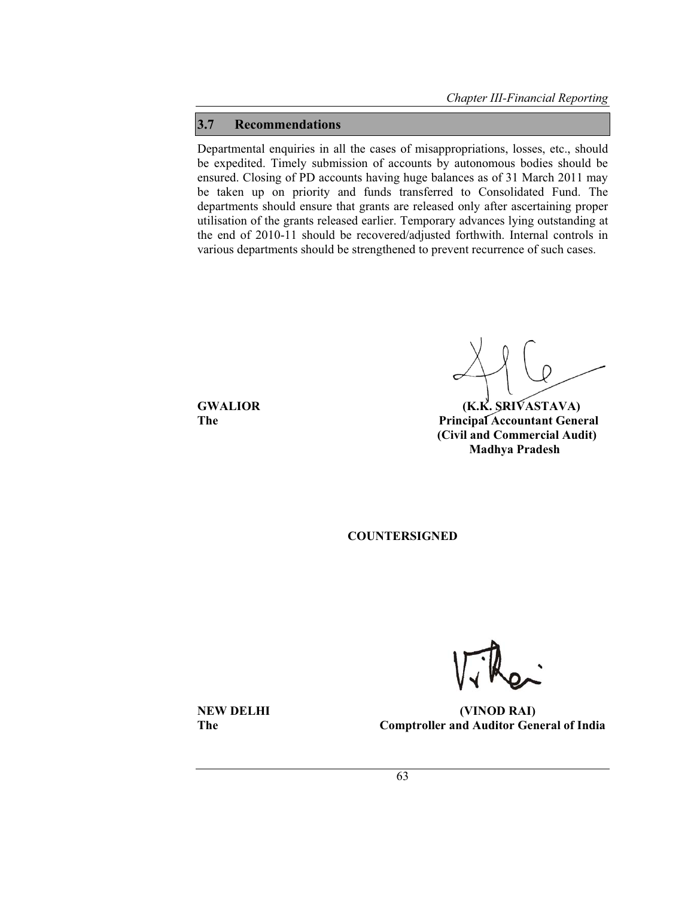## 3.7 Recommendations

Departmental enquiries in all the cases of misappropriations, losses, etc., should be expedited. Timely submission of accounts by autonomous bodies should be ensured. Closing of PD accounts having huge balances as of 31 March 2011 may be taken up on priority and funds transferred to Consolidated Fund. The departments should ensure that grants are released only after ascertaining proper utilisation of the grants released earlier. Temporary advances lying outstanding at the end of 2010-11 should be recovered/adjusted forthwith. Internal controls in various departments should be strengthened to prevent recurrence of such cases.

**GWALIOR**
**The**

**(K.K. SRIVASTAVA)**
**Principal Accountant General**
**(Civil and Commercial Audit)**
**Madhya Pradesh**

**COUNTERSIGNED**

**NEW DELHI**
**The**

**(VINOD RAI)**
**Comptroller and Auditor General of India**